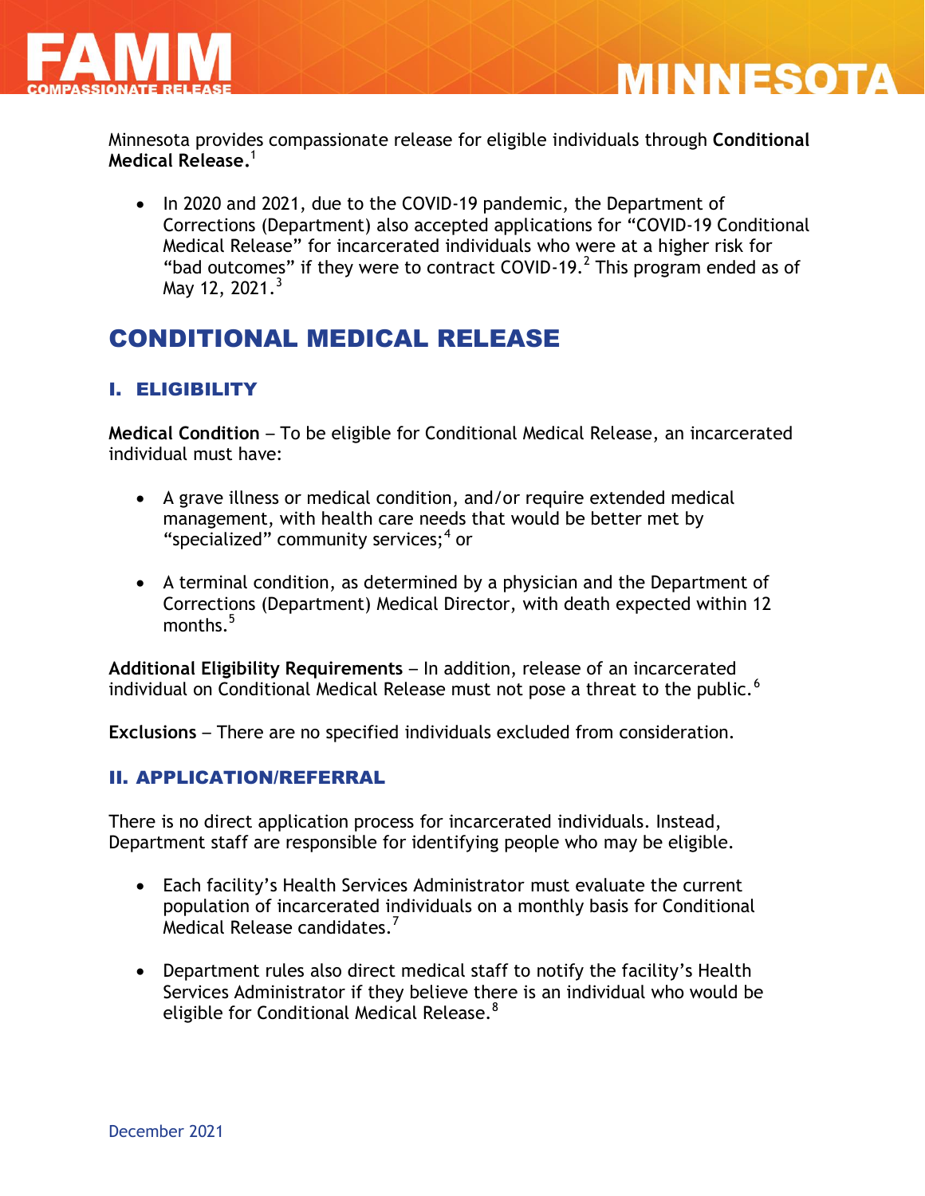# FAMM COMPASSIONATE RELEASE — MINNESOTA

Minnesota provides compassionate release for eligible individuals through **Conditional Medical Release.**[1]

- In 2020 and 2021, due to the COVID-19 pandemic, the Department of Corrections (Department) also accepted applications for "COVID-19 Conditional Medical Release" for incarcerated individuals who were at a higher risk for "bad outcomes" if they were to contract COVID-19.[2] This program ended as of May 12, 2021.[3]

## CONDITIONAL MEDICAL RELEASE

### I. ELIGIBILITY

**Medical Condition** – To be eligible for Conditional Medical Release, an incarcerated individual must have:

- A grave illness or medical condition, and/or require extended medical management, with health care needs that would be better met by "specialized" community services;[4] or

- A terminal condition, as determined by a physician and the Department of Corrections (Department) Medical Director, with death expected within 12 months.[5]

**Additional Eligibility Requirements** – In addition, release of an incarcerated individual on Conditional Medical Release must not pose a threat to the public.[6]

**Exclusions** – There are no specified individuals excluded from consideration.

### II. APPLICATION/REFERRAL

There is no direct application process for incarcerated individuals. Instead, Department staff are responsible for identifying people who may be eligible.

- Each facility's Health Services Administrator must evaluate the current population of incarcerated individuals on a monthly basis for Conditional Medical Release candidates.[7]

- Department rules also direct medical staff to notify the facility's Health Services Administrator if they believe there is an individual who would be eligible for Conditional Medical Release.[8]

December 2021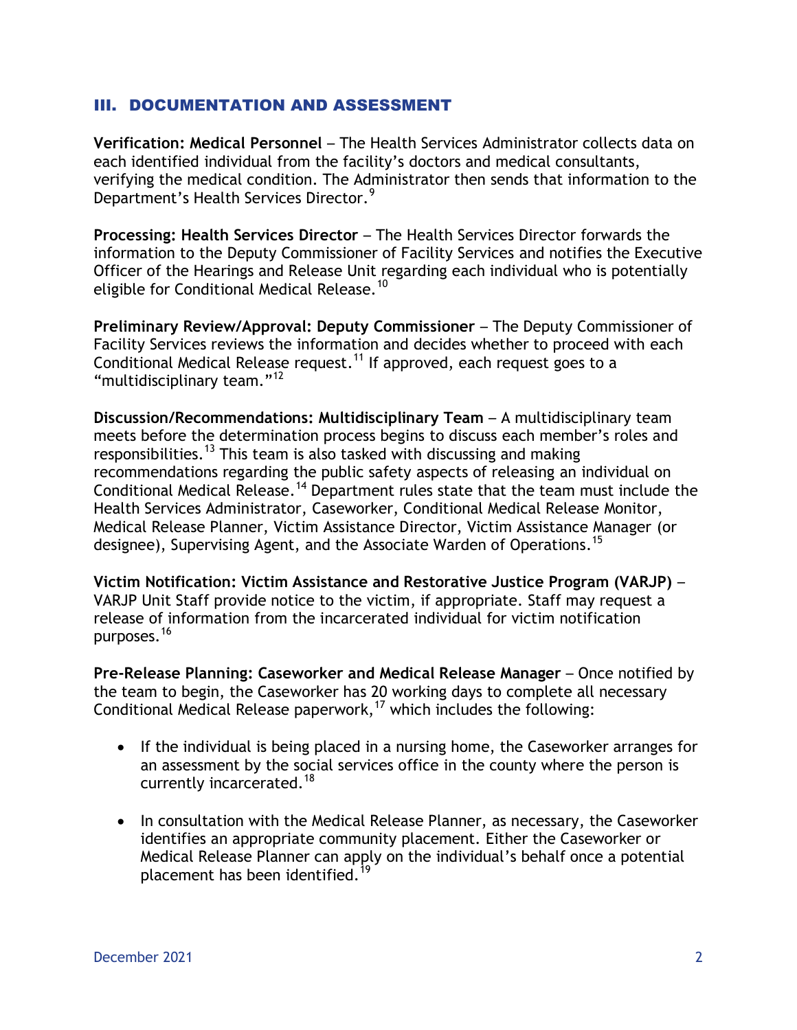## III. DOCUMENTATION AND ASSESSMENT

**Verification: Medical Personnel** – The Health Services Administrator collects data on each identified individual from the facility's doctors and medical consultants, verifying the medical condition. The Administrator then sends that information to the Department's Health Services Director.[9]

**Processing: Health Services Director** – The Health Services Director forwards the information to the Deputy Commissioner of Facility Services and notifies the Executive Officer of the Hearings and Release Unit regarding each individual who is potentially eligible for Conditional Medical Release.[10]

**Preliminary Review/Approval: Deputy Commissioner** – The Deputy Commissioner of Facility Services reviews the information and decides whether to proceed with each Conditional Medical Release request.[11] If approved, each request goes to a "multidisciplinary team."[12]

**Discussion/Recommendations: Multidisciplinary Team** – A multidisciplinary team meets before the determination process begins to discuss each member's roles and responsibilities.[13] This team is also tasked with discussing and making recommendations regarding the public safety aspects of releasing an individual on Conditional Medical Release.[14] Department rules state that the team must include the Health Services Administrator, Caseworker, Conditional Medical Release Monitor, Medical Release Planner, Victim Assistance Director, Victim Assistance Manager (or designee), Supervising Agent, and the Associate Warden of Operations.[15]

**Victim Notification: Victim Assistance and Restorative Justice Program (VARJP)** – VARJP Unit Staff provide notice to the victim, if appropriate. Staff may request a release of information from the incarcerated individual for victim notification purposes.[16]

**Pre-Release Planning: Caseworker and Medical Release Manager** – Once notified by the team to begin, the Caseworker has 20 working days to complete all necessary Conditional Medical Release paperwork,[17] which includes the following:

- If the individual is being placed in a nursing home, the Caseworker arranges for an assessment by the social services office in the county where the person is currently incarcerated.[18]

- In consultation with the Medical Release Planner, as necessary, the Caseworker identifies an appropriate community placement. Either the Caseworker or Medical Release Planner can apply on the individual's behalf once a potential placement has been identified.[19]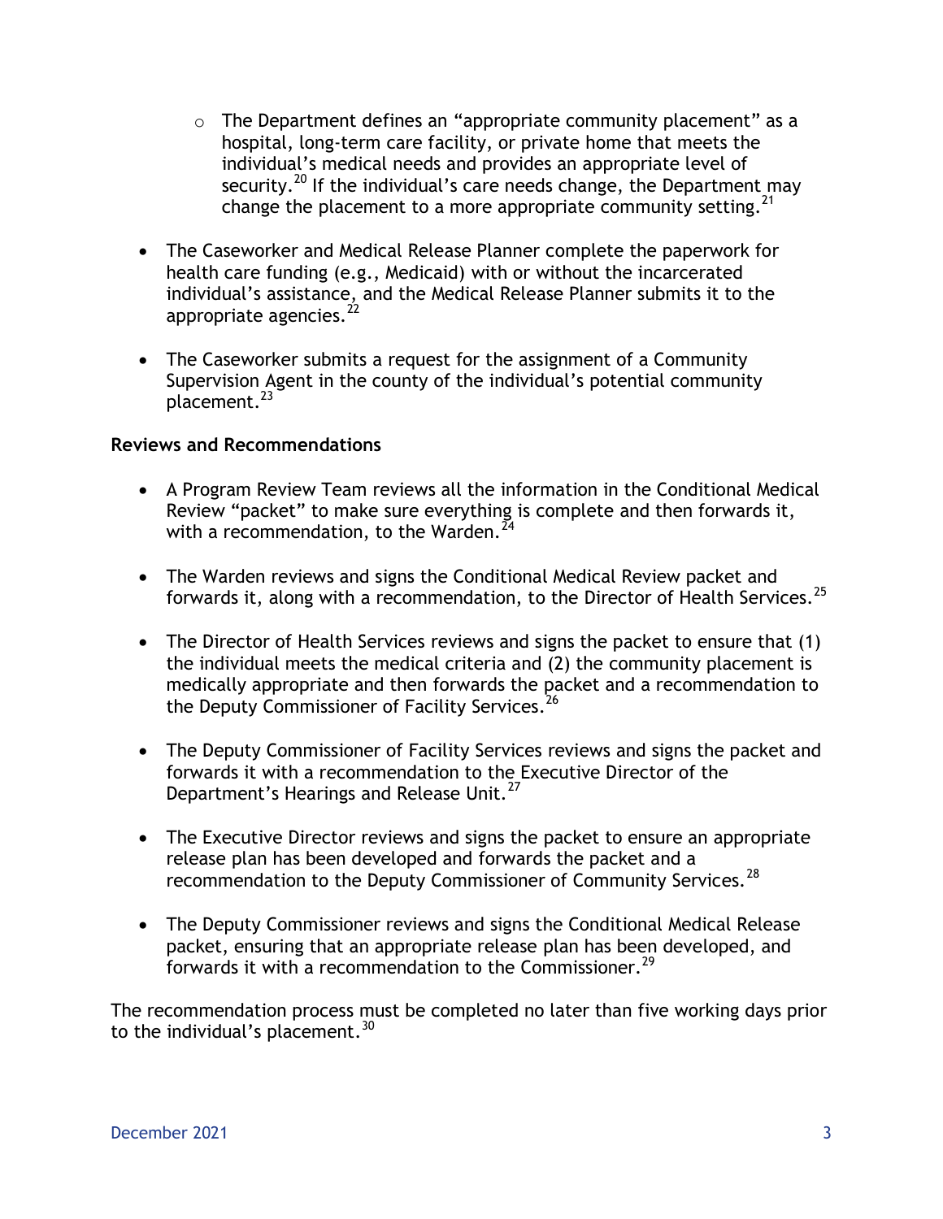- The Department defines an "appropriate community placement" as a hospital, long-term care facility, or private home that meets the individual's medical needs and provides an appropriate level of security.[20] If the individual's care needs change, the Department may change the placement to a more appropriate community setting.[21]

- The Caseworker and Medical Release Planner complete the paperwork for health care funding (e.g., Medicaid) with or without the incarcerated individual's assistance, and the Medical Release Planner submits it to the appropriate agencies.[22]

- The Caseworker submits a request for the assignment of a Community Supervision Agent in the county of the individual's potential community placement.[23]

**Reviews and Recommendations**

- A Program Review Team reviews all the information in the Conditional Medical Review "packet" to make sure everything is complete and then forwards it, with a recommendation, to the Warden.[24]

- The Warden reviews and signs the Conditional Medical Review packet and forwards it, along with a recommendation, to the Director of Health Services.[25]

- The Director of Health Services reviews and signs the packet to ensure that (1) the individual meets the medical criteria and (2) the community placement is medically appropriate and then forwards the packet and a recommendation to the Deputy Commissioner of Facility Services.[26]

- The Deputy Commissioner of Facility Services reviews and signs the packet and forwards it with a recommendation to the Executive Director of the Department's Hearings and Release Unit.[27]

- The Executive Director reviews and signs the packet to ensure an appropriate release plan has been developed and forwards the packet and a recommendation to the Deputy Commissioner of Community Services.[28]

- The Deputy Commissioner reviews and signs the Conditional Medical Release packet, ensuring that an appropriate release plan has been developed, and forwards it with a recommendation to the Commissioner.[29]

The recommendation process must be completed no later than five working days prior to the individual's placement.[30]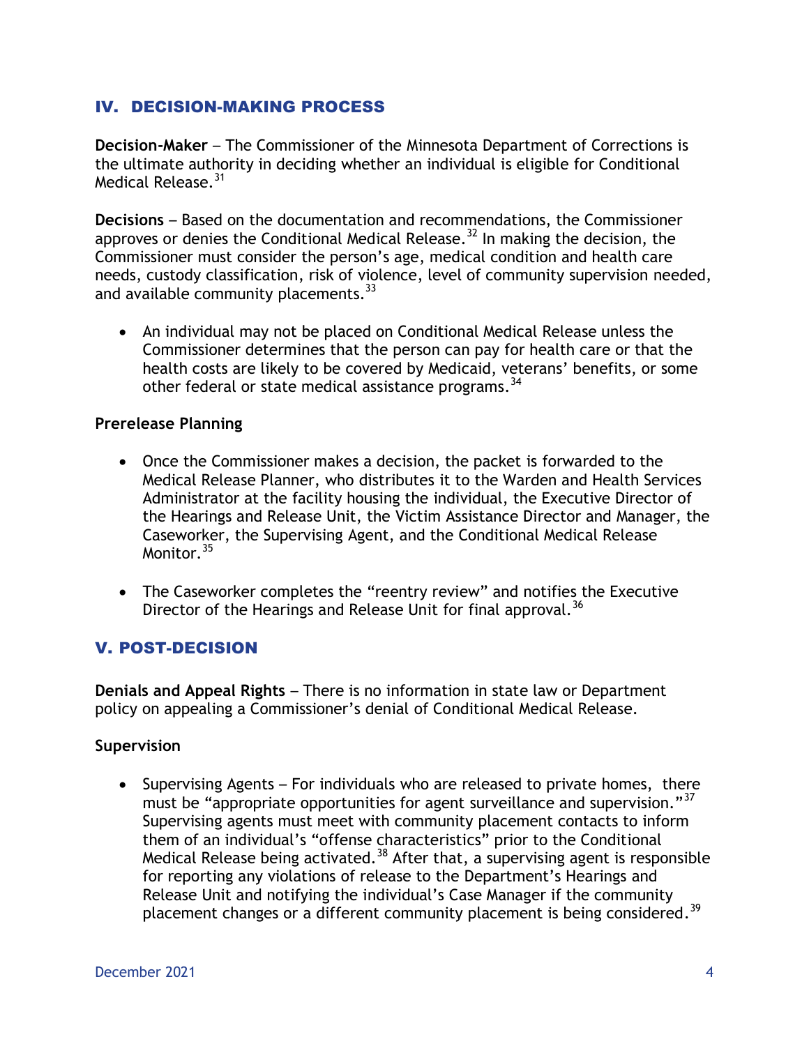## IV. DECISION-MAKING PROCESS

**Decision-Maker** – The Commissioner of the Minnesota Department of Corrections is the ultimate authority in deciding whether an individual is eligible for Conditional Medical Release.[31]

**Decisions** – Based on the documentation and recommendations, the Commissioner approves or denies the Conditional Medical Release.[32] In making the decision, the Commissioner must consider the person's age, medical condition and health care needs, custody classification, risk of violence, level of community supervision needed, and available community placements.[33]

- An individual may not be placed on Conditional Medical Release unless the Commissioner determines that the person can pay for health care or that the health costs are likely to be covered by Medicaid, veterans' benefits, or some other federal or state medical assistance programs.[34]

**Prerelease Planning**

- Once the Commissioner makes a decision, the packet is forwarded to the Medical Release Planner, who distributes it to the Warden and Health Services Administrator at the facility housing the individual, the Executive Director of the Hearings and Release Unit, the Victim Assistance Director and Manager, the Caseworker, the Supervising Agent, and the Conditional Medical Release Monitor.[35]
- The Caseworker completes the "reentry review" and notifies the Executive Director of the Hearings and Release Unit for final approval.[36]

## V. POST-DECISION

**Denials and Appeal Rights** – There is no information in state law or Department policy on appealing a Commissioner's denial of Conditional Medical Release.

**Supervision**

- Supervising Agents – For individuals who are released to private homes, there must be "appropriate opportunities for agent surveillance and supervision."[37] Supervising agents must meet with community placement contacts to inform them of an individual's "offense characteristics" prior to the Conditional Medical Release being activated.[38] After that, a supervising agent is responsible for reporting any violations of release to the Department's Hearings and Release Unit and notifying the individual's Case Manager if the community placement changes or a different community placement is being considered.[39]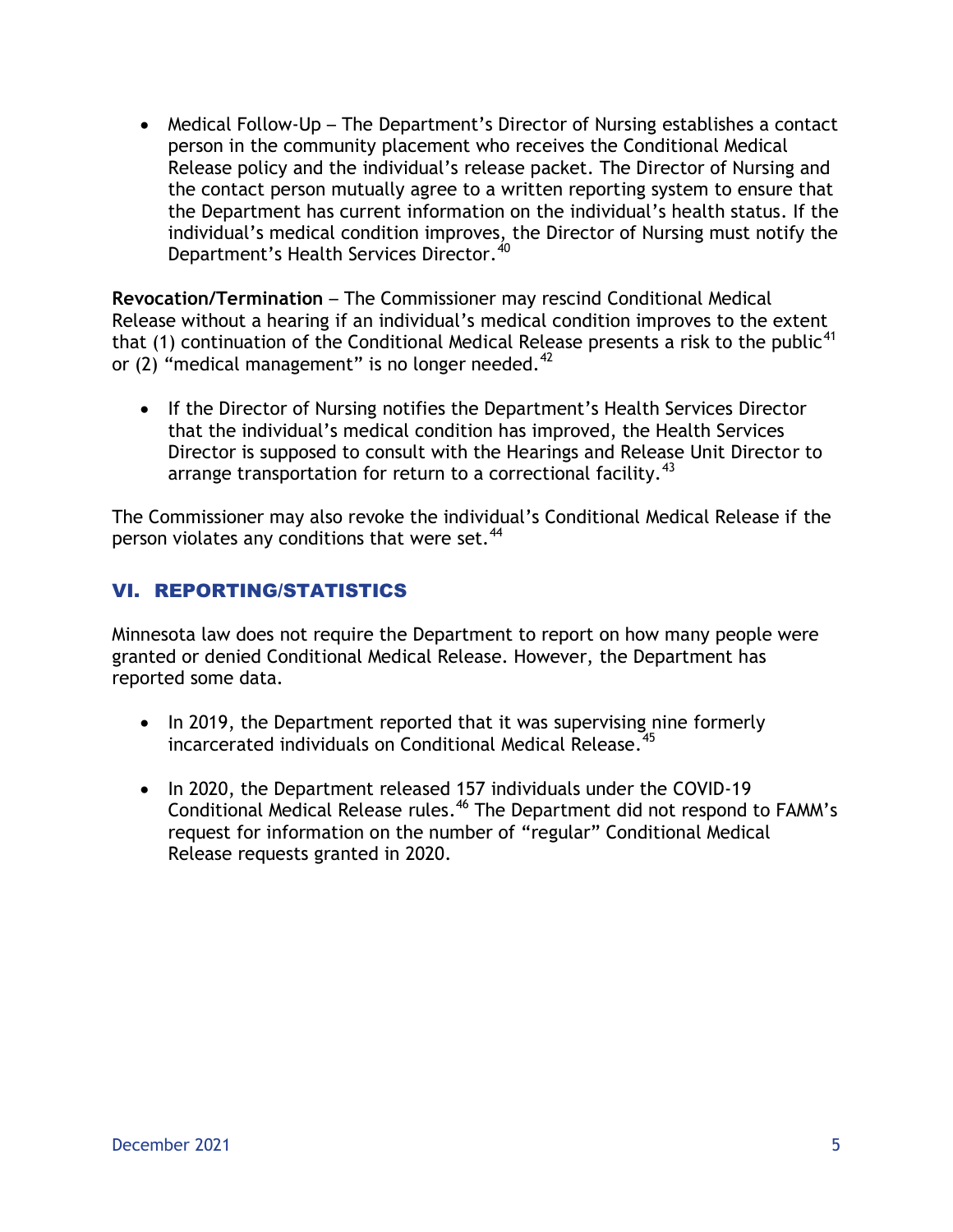- Medical Follow-Up – The Department's Director of Nursing establishes a contact person in the community placement who receives the Conditional Medical Release policy and the individual's release packet. The Director of Nursing and the contact person mutually agree to a written reporting system to ensure that the Department has current information on the individual's health status. If the individual's medical condition improves, the Director of Nursing must notify the Department's Health Services Director.[40]

**Revocation/Termination** – The Commissioner may rescind Conditional Medical Release without a hearing if an individual's medical condition improves to the extent that (1) continuation of the Conditional Medical Release presents a risk to the public[41] or (2) "medical management" is no longer needed.[42]

- If the Director of Nursing notifies the Department's Health Services Director that the individual's medical condition has improved, the Health Services Director is supposed to consult with the Hearings and Release Unit Director to arrange transportation for return to a correctional facility.[43]

The Commissioner may also revoke the individual's Conditional Medical Release if the person violates any conditions that were set.[44]

## VI. REPORTING/STATISTICS

Minnesota law does not require the Department to report on how many people were granted or denied Conditional Medical Release. However, the Department has reported some data.

- In 2019, the Department reported that it was supervising nine formerly incarcerated individuals on Conditional Medical Release.[45]
- In 2020, the Department released 157 individuals under the COVID-19 Conditional Medical Release rules.[46] The Department did not respond to FAMM's request for information on the number of "regular" Conditional Medical Release requests granted in 2020.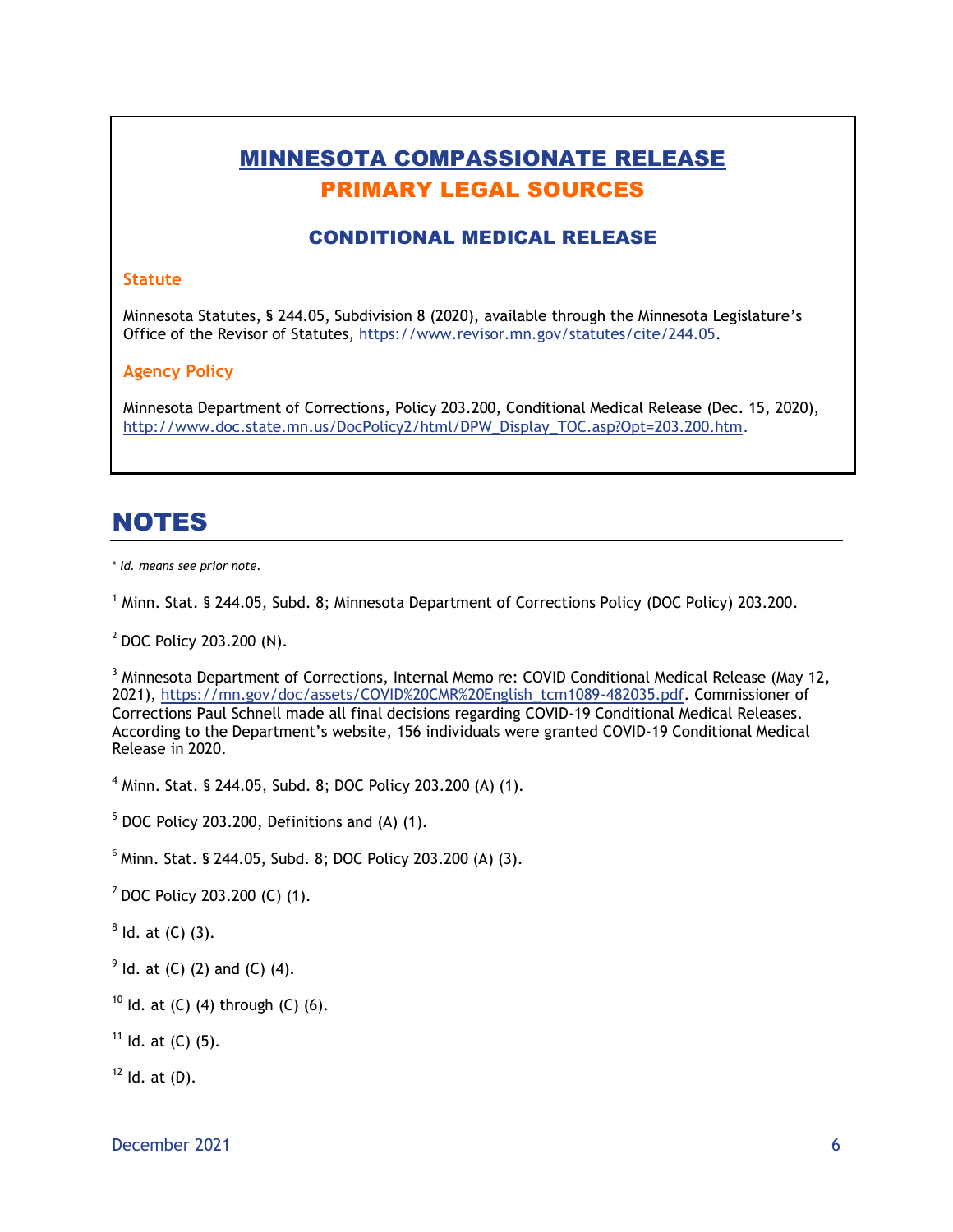## MINNESOTA COMPASSIONATE RELEASE
## PRIMARY LEGAL SOURCES

### CONDITIONAL MEDICAL RELEASE

**Statute**

Minnesota Statutes, § 244.05, Subdivision 8 (2020), available through the Minnesota Legislature's Office of the Revisor of Statutes, https://www.revisor.mn.gov/statutes/cite/244.05.

**Agency Policy**

Minnesota Department of Corrections, Policy 203.200, Conditional Medical Release (Dec. 15, 2020), http://www.doc.state.mn.us/DocPolicy2/html/DPW_Display_TOC.asp?Opt=203.200.htm.

# NOTES

*\* Id. means see prior note.*

[1] Minn. Stat. § 244.05, Subd. 8; Minnesota Department of Corrections Policy (DOC Policy) 203.200.

[2] DOC Policy 203.200 (N).

[3] Minnesota Department of Corrections, Internal Memo re: COVID Conditional Medical Release (May 12, 2021), https://mn.gov/doc/assets/COVID%20CMR%20English_tcm1089-482035.pdf. Commissioner of Corrections Paul Schnell made all final decisions regarding COVID-19 Conditional Medical Releases. According to the Department's website, 156 individuals were granted COVID-19 Conditional Medical Release in 2020.

[4] Minn. Stat. § 244.05, Subd. 8; DOC Policy 203.200 (A) (1).

[5] DOC Policy 203.200, Definitions and (A) (1).

[6] Minn. Stat. § 244.05, Subd. 8; DOC Policy 203.200 (A) (3).

[7] DOC Policy 203.200 (C) (1).

[8] Id. at (C) (3).

[9] Id. at (C) (2) and (C) (4).

[10] Id. at (C) (4) through (C) (6).

[11] Id. at (C) (5).

[12] Id. at (D).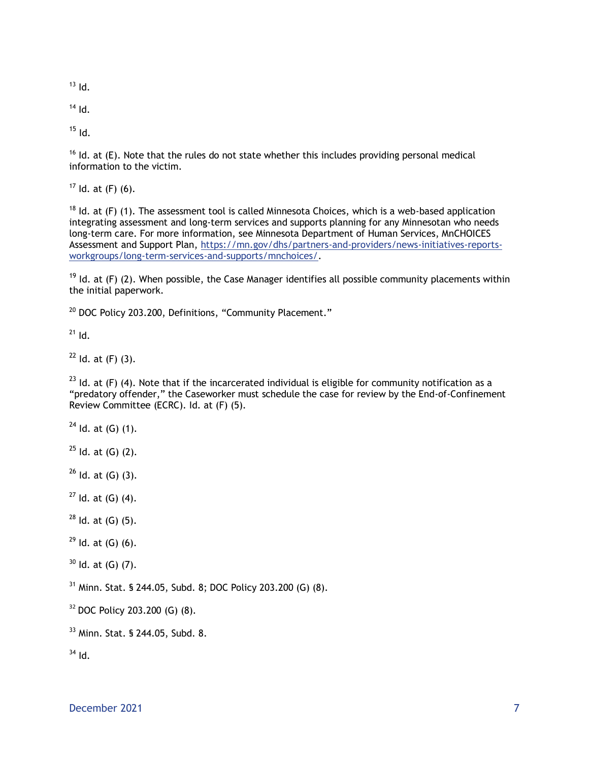[13] Id.

[14] Id.

[15] Id.

[16] Id. at (E). Note that the rules do not state whether this includes providing personal medical information to the victim.

[17] Id. at (F) (6).

[18] Id. at (F) (1). The assessment tool is called Minnesota Choices, which is a web-based application integrating assessment and long-term services and supports planning for any Minnesotan who needs long-term care. For more information, see Minnesota Department of Human Services, MnCHOICES Assessment and Support Plan, [https://mn.gov/dhs/partners-and-providers/news-initiatives-reports-workgroups/long-term-services-and-supports/mnchoices/](https://mn.gov/dhs/partners-and-providers/news-initiatives-reports-workgroups/long-term-services-and-supports/mnchoices/).

[19] Id. at (F) (2). When possible, the Case Manager identifies all possible community placements within the initial paperwork.

[20] DOC Policy 203.200, Definitions, "Community Placement."

[21] Id.

[22] Id. at (F) (3).

[23] Id. at (F) (4). Note that if the incarcerated individual is eligible for community notification as a "predatory offender," the Caseworker must schedule the case for review by the End-of-Confinement Review Committee (ECRC). Id. at (F) (5).

[24] Id. at (G) (1).

[25] Id. at (G) (2).

[26] Id. at (G) (3).

[27] Id. at (G) (4).

[28] Id. at (G) (5).

[29] Id. at (G) (6).

[30] Id. at (G) (7).

[31] Minn. Stat. § 244.05, Subd. 8; DOC Policy 203.200 (G) (8).

[32] DOC Policy 203.200 (G) (8).

[33] Minn. Stat. § 244.05, Subd. 8.

[34] Id.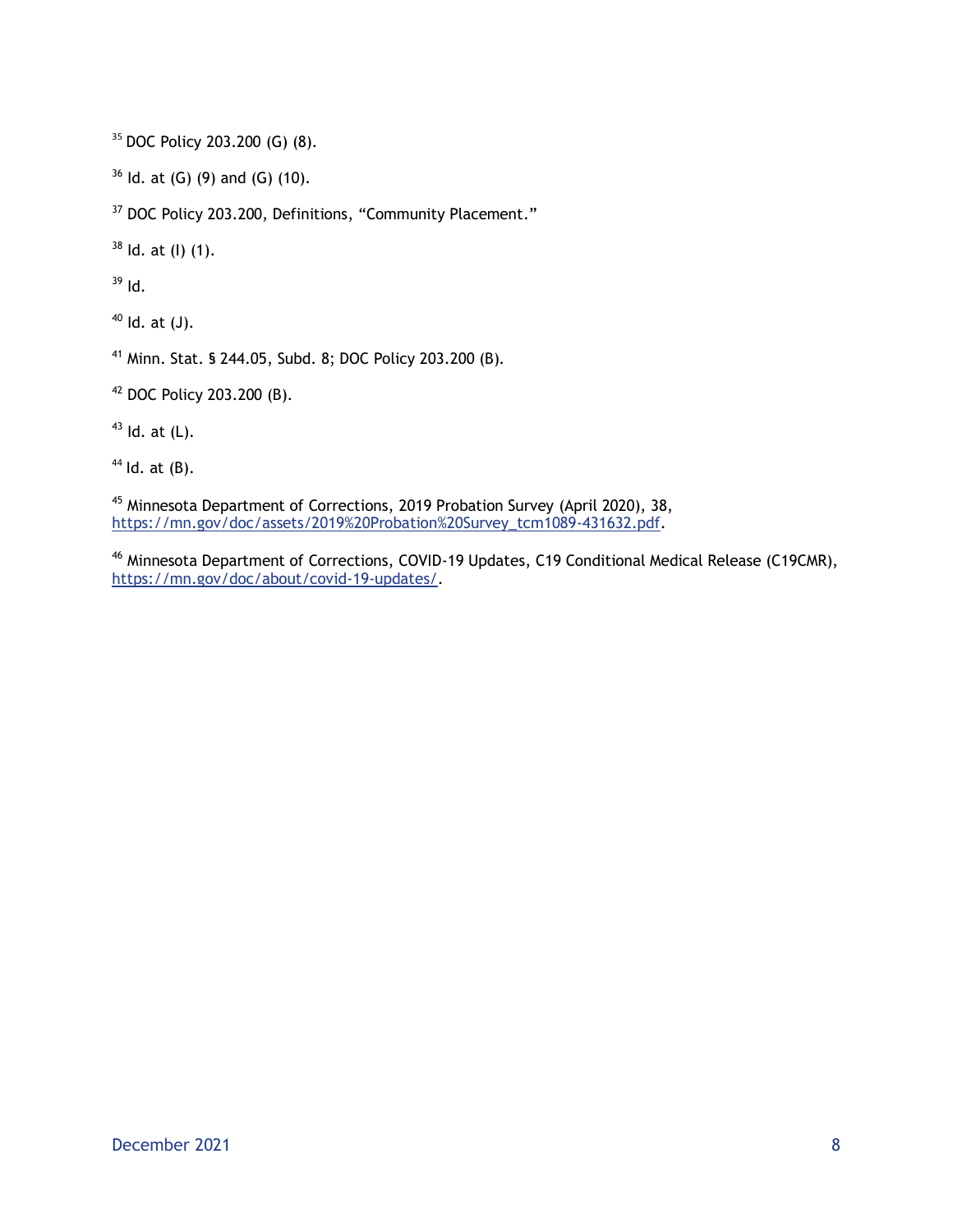[35] DOC Policy 203.200 (G) (8).

[36] Id. at (G) (9) and (G) (10).

[37] DOC Policy 203.200, Definitions, "Community Placement."

[38] Id. at (I) (1).

[39] Id.

[40] Id. at (J).

[41] Minn. Stat. § 244.05, Subd. 8; DOC Policy 203.200 (B).

[42] DOC Policy 203.200 (B).

[43] Id. at (L).

[44] Id. at (B).

[45] Minnesota Department of Corrections, 2019 Probation Survey (April 2020), 38, https://mn.gov/doc/assets/2019%20Probation%20Survey_tcm1089-431632.pdf.

[46] Minnesota Department of Corrections, COVID-19 Updates, C19 Conditional Medical Release (C19CMR), https://mn.gov/doc/about/covid-19-updates/.